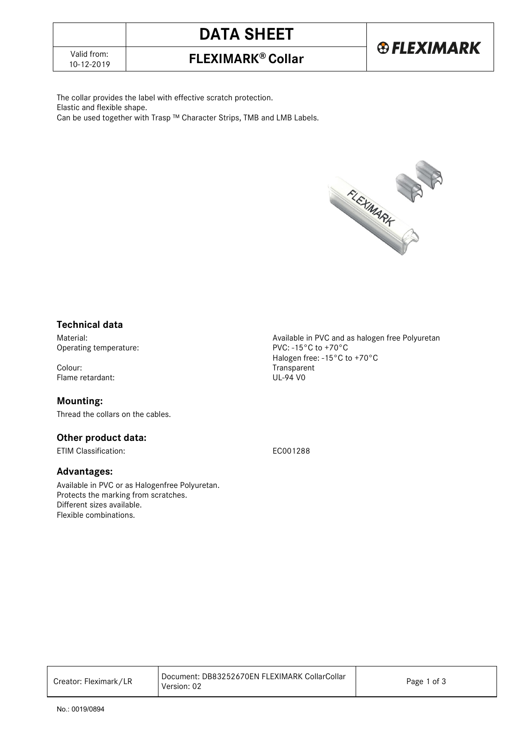# DATA SHEET

## FLEXIMARK® Collar

Valid from: 10-12-2019

The collar provides the label with effective scratch protection.
Elastic and flexible shape.
Can be used together with Trasp ™ Character Strips, TMB and LMB Labels.

### Technical data

| | |
|---|---|
| Material: | Available in PVC and as halogen free Polyuretan |
| Operating temperature: | PVC: -15°C to +70°C |
| | Halogen free: -15°C to +70°C |
| Colour: | Transparent |
| Flame retardant: | UL-94 V0 |

### Mounting:

Thread the collars on the cables.

### Other product data:

| | |
|---|---|
| ETIM Classification: | EC001288 |

### Advantages:

Available in PVC or as Halogenfree Polyuretan.
Protects the marking from scratches.
Different sizes available.
Flexible combinations.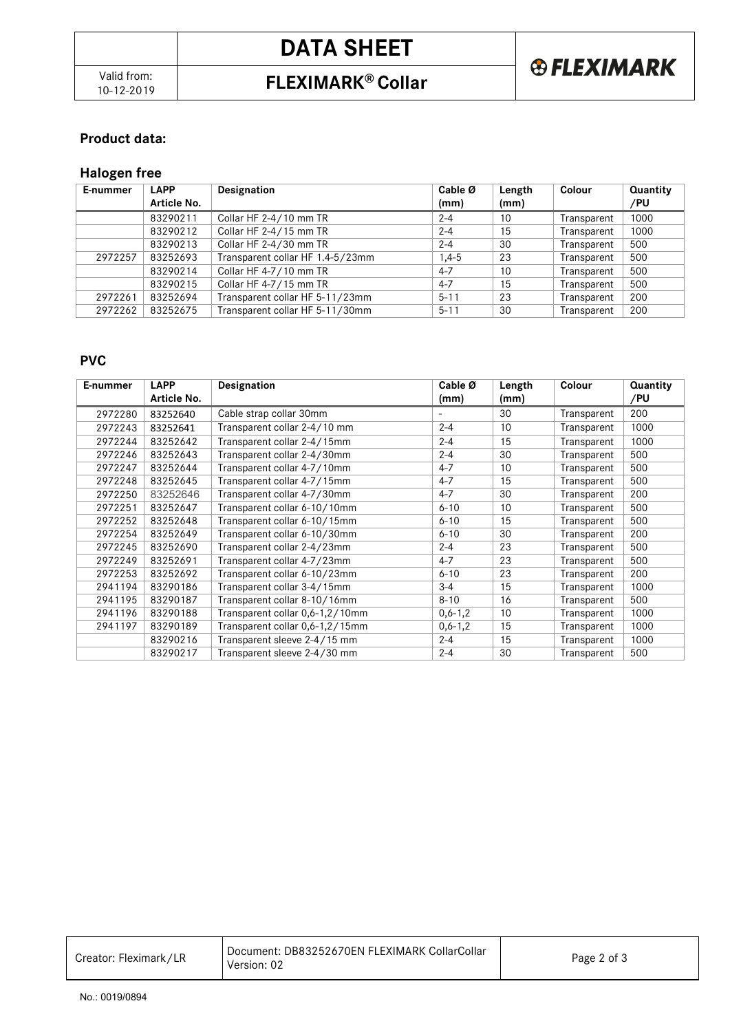## Product data:

### Halogen free

| E-nummer | LAPP Article No. | Designation | Cable Ø (mm) | Length (mm) | Colour | Quantity /PU |
|---|---|---|---|---|---|---|
| | 83290211 | Collar HF 2-4/10 mm TR | 2-4 | 10 | Transparent | 1000 |
| | 83290212 | Collar HF 2-4/15 mm TR | 2-4 | 15 | Transparent | 1000 |
| | 83290213 | Collar HF 2-4/30 mm TR | 2-4 | 30 | Transparent | 500 |
| 2972257 | 83252693 | Transparent collar HF 1.4-5/23mm | 1,4-5 | 23 | Transparent | 500 |
| | 83290214 | Collar HF 4-7/10 mm TR | 4-7 | 10 | Transparent | 500 |
| | 83290215 | Collar HF 4-7/15 mm TR | 4-7 | 15 | Transparent | 500 |
| 2972261 | 83252694 | Transparent collar HF 5-11/23mm | 5-11 | 23 | Transparent | 200 |
| 2972262 | 83252675 | Transparent collar HF 5-11/30mm | 5-11 | 30 | Transparent | 200 |

### PVC

| E-nummer | LAPP Article No. | Designation | Cable Ø (mm) | Length (mm) | Colour | Quantity /PU |
|---|---|---|---|---|---|---|
| 2972280 | 83252640 | Cable strap collar 30mm | - | 30 | Transparent | 200 |
| 2972243 | 83252641 | Transparent collar 2-4/10 mm | 2-4 | 10 | Transparent | 1000 |
| 2972244 | 83252642 | Transparent collar 2-4/15mm | 2-4 | 15 | Transparent | 1000 |
| 2972246 | 83252643 | Transparent collar 2-4/30mm | 2-4 | 30 | Transparent | 500 |
| 2972247 | 83252644 | Transparent collar 4-7/10mm | 4-7 | 10 | Transparent | 500 |
| 2972248 | 83252645 | Transparent collar 4-7/15mm | 4-7 | 15 | Transparent | 500 |
| 2972250 | 83252646 | Transparent collar 4-7/30mm | 4-7 | 30 | Transparent | 200 |
| 2972251 | 83252647 | Transparent collar 6-10/10mm | 6-10 | 10 | Transparent | 500 |
| 2972252 | 83252648 | Transparent collar 6-10/15mm | 6-10 | 15 | Transparent | 500 |
| 2972254 | 83252649 | Transparent collar 6-10/30mm | 6-10 | 30 | Transparent | 200 |
| 2972245 | 83252690 | Transparent collar 2-4/23mm | 2-4 | 23 | Transparent | 500 |
| 2972249 | 83252691 | Transparent collar 4-7/23mm | 4-7 | 23 | Transparent | 500 |
| 2972253 | 83252692 | Transparent collar 6-10/23mm | 6-10 | 23 | Transparent | 200 |
| 2941194 | 83290186 | Transparent collar 3-4/15mm | 3-4 | 15 | Transparent | 1000 |
| 2941195 | 83290187 | Transparent collar 8-10/16mm | 8-10 | 16 | Transparent | 500 |
| 2941196 | 83290188 | Transparent collar 0,6-1,2/10mm | 0,6-1,2 | 10 | Transparent | 1000 |
| 2941197 | 83290189 | Transparent collar 0,6-1,2/15mm | 0,6-1,2 | 15 | Transparent | 1000 |
| | 83290216 | Transparent sleeve 2-4/15 mm | 2-4 | 15 | Transparent | 1000 |
| | 83290217 | Transparent sleeve 2-4/30 mm | 2-4 | 30 | Transparent | 500 |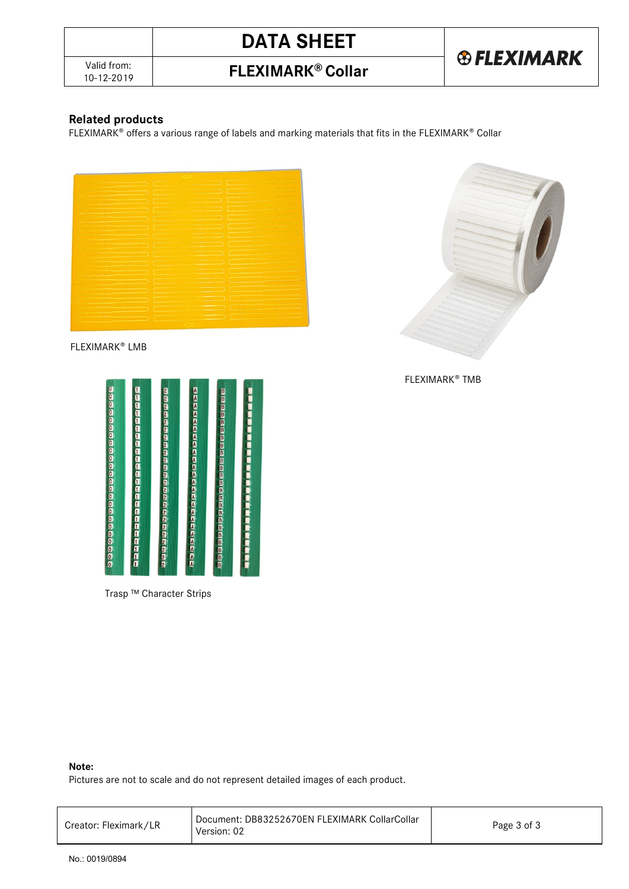## Related products

FLEXIMARK® offers a various range of labels and marking materials that fits in the FLEXIMARK® Collar

FLEXIMARK® LMB

FLEXIMARK® TMB

Trasp ™ Character Strips

**Note:**
Pictures are not to scale and do not represent detailed images of each product.

| | | |
|---|---|---|
| Creator: Fleximark/LR | Document: DB83252670EN FLEXIMARK CollarCollar Version: 02 | Page 3 of 3 |

No.: 0019/0894